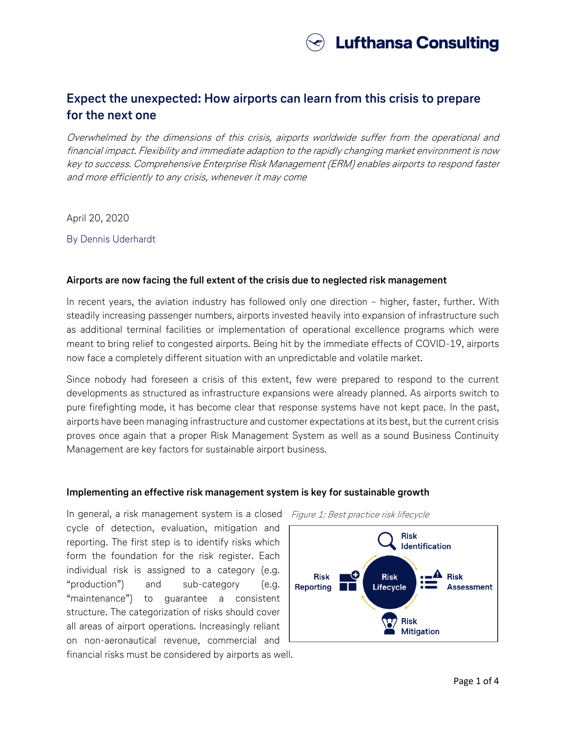# Expect the unexpected: How airports can learn from this crisis to prepare for the next one

*Overwhelmed by the dimensions of this crisis, airports worldwide suffer from the operational and financial impact. Flexibility and immediate adaption to the rapidly changing market environment is now key to success. Comprehensive Enterprise Risk Management (ERM) enables airports to respond faster and more efficiently to any crisis, whenever it may come*

April 20, 2020

By Dennis Uderhardt

### Airports are now facing the full extent of the crisis due to neglected risk management

In recent years, the aviation industry has followed only one direction – higher, faster, further. With steadily increasing passenger numbers, airports invested heavily into expansion of infrastructure such as additional terminal facilities or implementation of operational excellence programs which were meant to bring relief to congested airports. Being hit by the immediate effects of COVID-19, airports now face a completely different situation with an unpredictable and volatile market.

Since nobody had foreseen a crisis of this extent, few were prepared to respond to the current developments as structured as infrastructure expansions were already planned. As airports switch to pure firefighting mode, it has become clear that response systems have not kept pace. In the past, airports have been managing infrastructure and customer expectations at its best, but the current crisis proves once again that a proper Risk Management System as well as a sound Business Continuity Management are key factors for sustainable airport business.

### Implementing an effective risk management system is key for sustainable growth

In general, a risk management system is a closed cycle of detection, evaluation, mitigation and reporting. The first step is to identify risks which form the foundation for the risk register. Each individual risk is assigned to a category (e.g. "production") and sub-category (e.g. "maintenance") to guarantee a consistent structure. The categorization of risks should cover all areas of airport operations. Increasingly reliant on non-aeronautical revenue, commercial and financial risks must be considered by airports as well.

*Figure 1: Best practice risk lifecycle*

Risk Lifecycle: Risk Identification → Risk Assessment → Risk Mitigation → Risk Reporting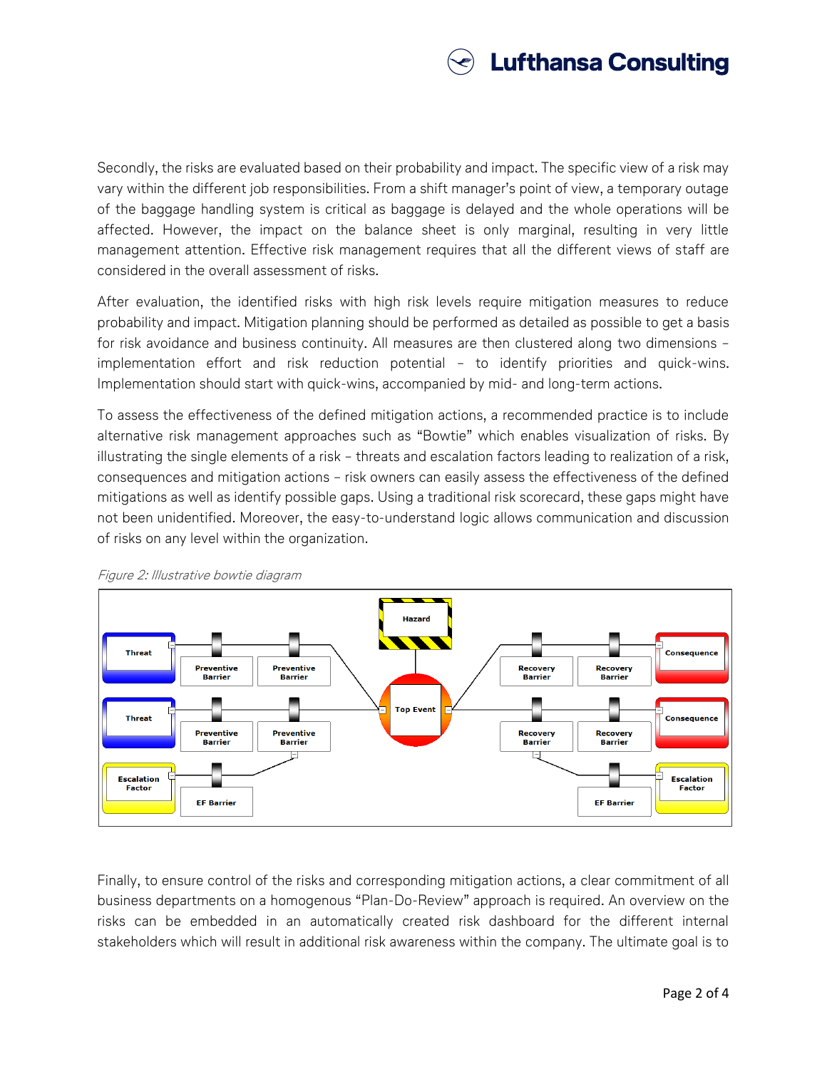Secondly, the risks are evaluated based on their probability and impact. The specific view of a risk may vary within the different job responsibilities. From a shift manager's point of view, a temporary outage of the baggage handling system is critical as baggage is delayed and the whole operations will be affected. However, the impact on the balance sheet is only marginal, resulting in very little management attention. Effective risk management requires that all the different views of staff are considered in the overall assessment of risks.

After evaluation, the identified risks with high risk levels require mitigation measures to reduce probability and impact. Mitigation planning should be performed as detailed as possible to get a basis for risk avoidance and business continuity. All measures are then clustered along two dimensions – implementation effort and risk reduction potential – to identify priorities and quick-wins. Implementation should start with quick-wins, accompanied by mid- and long-term actions.

To assess the effectiveness of the defined mitigation actions, a recommended practice is to include alternative risk management approaches such as "Bowtie" which enables visualization of risks. By illustrating the single elements of a risk – threats and escalation factors leading to realization of a risk, consequences and mitigation actions – risk owners can easily assess the effectiveness of the defined mitigations as well as identify possible gaps. Using a traditional risk scorecard, these gaps might have not been unidentified. Moreover, the easy-to-understand logic allows communication and discussion of risks on any level within the organization.

*Figure 2: Illustrative bowtie diagram*

Hazard

Threat — Preventive Barrier — Preventive Barrier — Top Event — Recovery Barrier — Recovery Barrier — Consequence

Threat — Preventive Barrier — Preventive Barrier — Top Event — Recovery Barrier — Recovery Barrier — Consequence

Escalation Factor — EF Barrier | EF Barrier — Escalation Factor

Finally, to ensure control of the risks and corresponding mitigation actions, a clear commitment of all business departments on a homogenous "Plan-Do-Review" approach is required. An overview on the risks can be embedded in an automatically created risk dashboard for the different internal stakeholders which will result in additional risk awareness within the company. The ultimate goal is to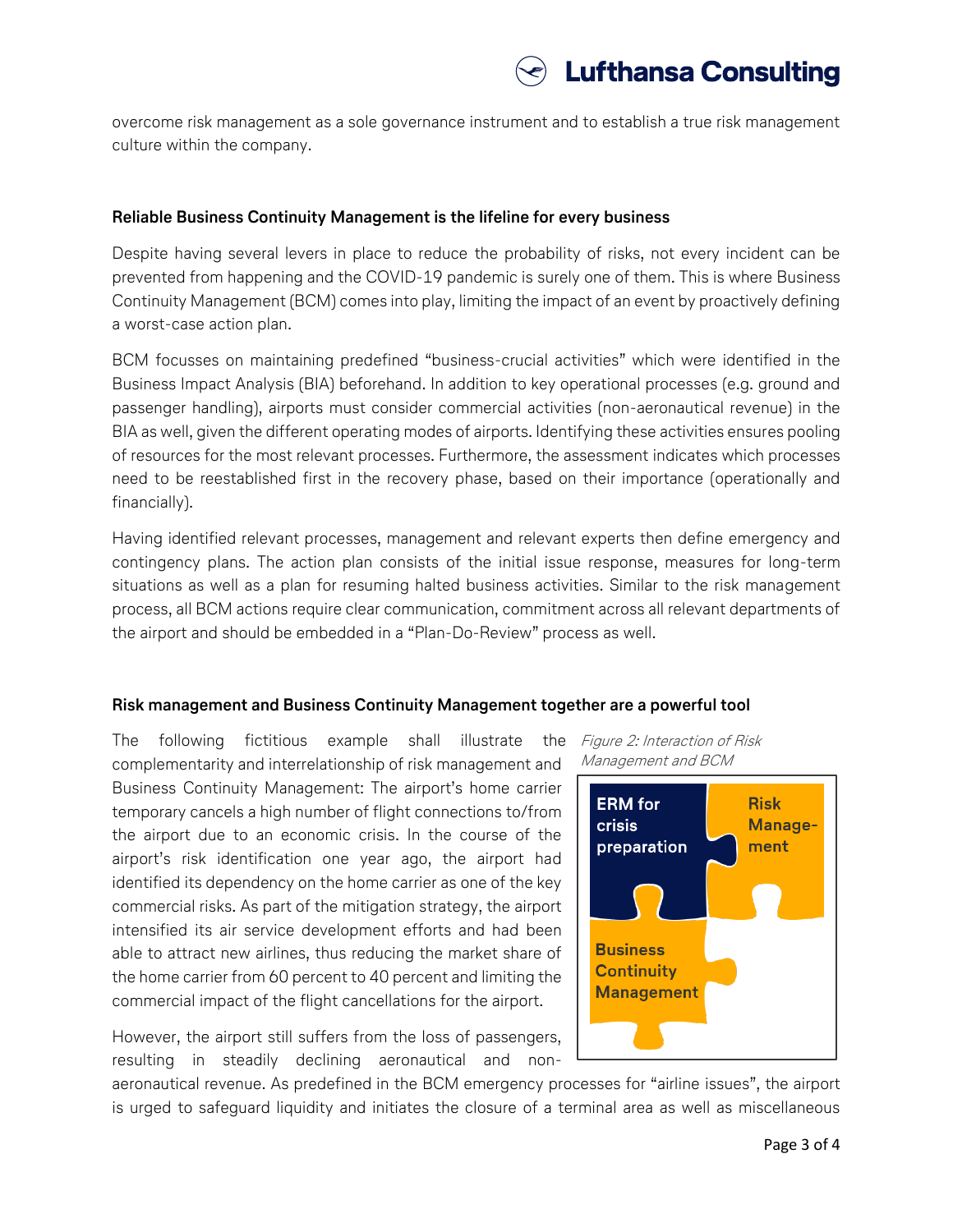overcome risk management as a sole governance instrument and to establish a true risk management culture within the company.

### Reliable Business Continuity Management is the lifeline for every business

Despite having several levers in place to reduce the probability of risks, not every incident can be prevented from happening and the COVID-19 pandemic is surely one of them. This is where Business Continuity Management (BCM) comes into play, limiting the impact of an event by proactively defining a worst-case action plan.

BCM focusses on maintaining predefined "business-crucial activities" which were identified in the Business Impact Analysis (BIA) beforehand. In addition to key operational processes (e.g. ground and passenger handling), airports must consider commercial activities (non-aeronautical revenue) in the BIA as well, given the different operating modes of airports. Identifying these activities ensures pooling of resources for the most relevant processes. Furthermore, the assessment indicates which processes need to be reestablished first in the recovery phase, based on their importance (operationally and financially).

Having identified relevant processes, management and relevant experts then define emergency and contingency plans. The action plan consists of the initial issue response, measures for long-term situations as well as a plan for resuming halted business activities. Similar to the risk management process, all BCM actions require clear communication, commitment across all relevant departments of the airport and should be embedded in a "Plan-Do-Review" process as well.

### Risk management and Business Continuity Management together are a powerful tool

The following fictitious example shall illustrate the complementarity and interrelationship of risk management and Business Continuity Management: The airport's home carrier temporary cancels a high number of flight connections to/from the airport due to an economic crisis. In the course of the airport's risk identification one year ago, the airport had identified its dependency on the home carrier as one of the key commercial risks. As part of the mitigation strategy, the airport intensified its air service development efforts and had been able to attract new airlines, thus reducing the market share of the home carrier from 60 percent to 40 percent and limiting the commercial impact of the flight cancellations for the airport.

*Figure 2: Interaction of Risk Management and BCM*

ERM for crisis preparation | Risk Manage-ment | Business Continuity Management

However, the airport still suffers from the loss of passengers, resulting in steadily declining aeronautical and non-aeronautical revenue. As predefined in the BCM emergency processes for "airline issues", the airport is urged to safeguard liquidity and initiates the closure of a terminal area as well as miscellaneous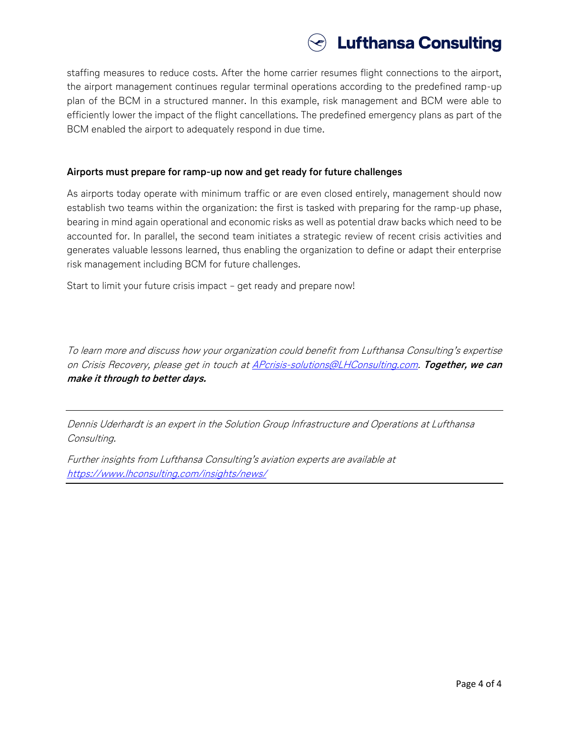staffing measures to reduce costs. After the home carrier resumes flight connections to the airport, the airport management continues regular terminal operations according to the predefined ramp-up plan of the BCM in a structured manner. In this example, risk management and BCM were able to efficiently lower the impact of the flight cancellations. The predefined emergency plans as part of the BCM enabled the airport to adequately respond in due time.

**Airports must prepare for ramp-up now and get ready for future challenges**

As airports today operate with minimum traffic or are even closed entirely, management should now establish two teams within the organization: the first is tasked with preparing for the ramp-up phase, bearing in mind again operational and economic risks as well as potential draw backs which need to be accounted for. In parallel, the second team initiates a strategic review of recent crisis activities and generates valuable lessons learned, thus enabling the organization to define or adapt their enterprise risk management including BCM for future challenges.

Start to limit your future crisis impact – get ready and prepare now!

*To learn more and discuss how your organization could benefit from Lufthansa Consulting's expertise on Crisis Recovery, please get in touch at [APcrisis-solutions@LHConsulting.com](mailto:APcrisis-solutions@LHConsulting.com).* ***Together, we can make it through to better days.***

---

*Dennis Uderhardt is an expert in the Solution Group Infrastructure and Operations at Lufthansa Consulting.*

*Further insights from Lufthansa Consulting's aviation experts are available at [https://www.lhconsulting.com/insights/news/](https://www.lhconsulting.com/insights/news/)*

---